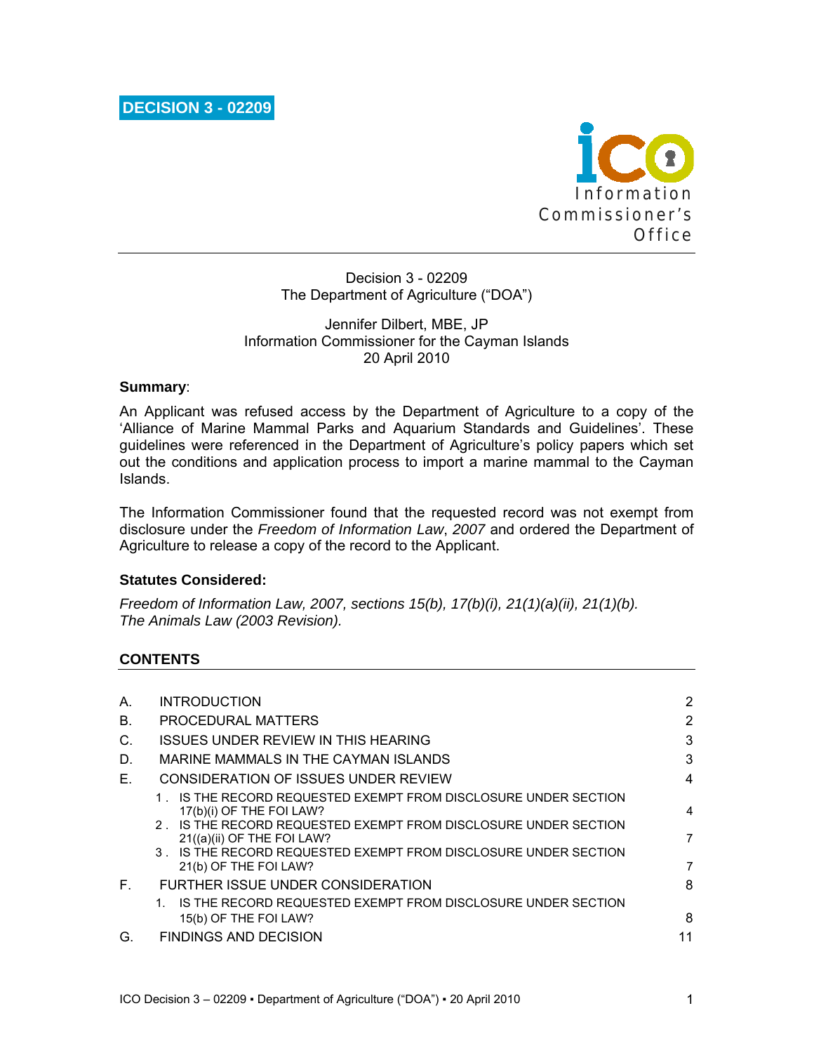**DECISION 3 - 02209**

Information Commissioner's Office

Decision 3 - 02209
The Department of Agriculture ("DOA")

Jennifer Dilbert, MBE, JP
Information Commissioner for the Cayman Islands
20 April 2010

**Summary**:

An Applicant was refused access by the Department of Agriculture to a copy of the 'Alliance of Marine Mammal Parks and Aquarium Standards and Guidelines'. These guidelines were referenced in the Department of Agriculture's policy papers which set out the conditions and application process to import a marine mammal to the Cayman Islands.

The Information Commissioner found that the requested record was not exempt from disclosure under the *Freedom of Information Law*, *2007* and ordered the Department of Agriculture to release a copy of the record to the Applicant.

**Statutes Considered:**

*Freedom of Information Law, 2007, sections 15(b), 17(b)(i), 21(1)(a)(ii), 21(1)(b).*
*The Animals Law (2003 Revision).*

**CONTENTS**

| | | |
|---|---|---|
| A. | INTRODUCTION | 2 |
| B. | PROCEDURAL MATTERS | 2 |
| C. | ISSUES UNDER REVIEW IN THIS HEARING | 3 |
| D. | MARINE MAMMALS IN THE CAYMAN ISLANDS | 3 |
| E. | CONSIDERATION OF ISSUES UNDER REVIEW | 4 |
| | 1. IS THE RECORD REQUESTED EXEMPT FROM DISCLOSURE UNDER SECTION 17(b)(i) OF THE FOI LAW? | 4 |
| | 2. IS THE RECORD REQUESTED EXEMPT FROM DISCLOSURE UNDER SECTION 21((a)(ii) OF THE FOI LAW? | 7 |
| | 3. IS THE RECORD REQUESTED EXEMPT FROM DISCLOSURE UNDER SECTION 21(b) OF THE FOI LAW? | 7 |
| F. | FURTHER ISSUE UNDER CONSIDERATION | 8 |
| | 1. IS THE RECORD REQUESTED EXEMPT FROM DISCLOSURE UNDER SECTION 15(b) OF THE FOI LAW? | 8 |
| G. | FINDINGS AND DECISION | 11 |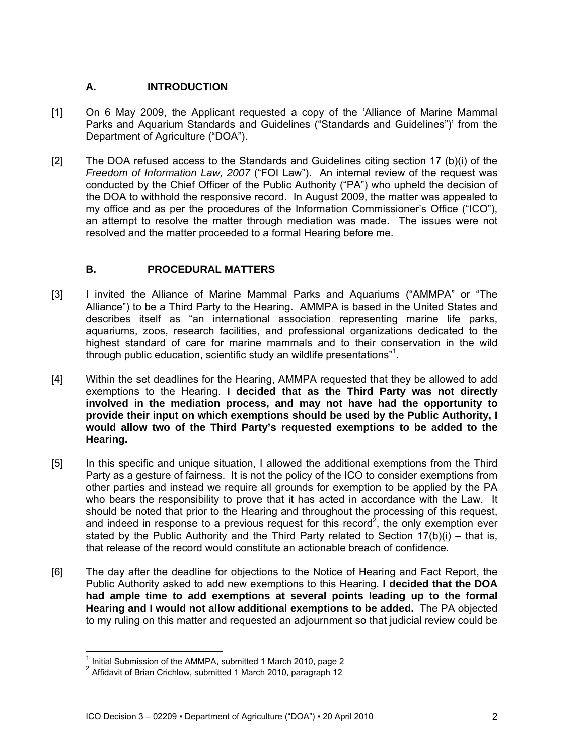## A. INTRODUCTION

[1] On 6 May 2009, the Applicant requested a copy of the 'Alliance of Marine Mammal Parks and Aquarium Standards and Guidelines ("Standards and Guidelines")' from the Department of Agriculture ("DOA").

[2] The DOA refused access to the Standards and Guidelines citing section 17 (b)(i) of the *Freedom of Information Law, 2007* ("FOI Law"). An internal review of the request was conducted by the Chief Officer of the Public Authority ("PA") who upheld the decision of the DOA to withhold the responsive record. In August 2009, the matter was appealed to my office and as per the procedures of the Information Commissioner's Office ("ICO"), an attempt to resolve the matter through mediation was made. The issues were not resolved and the matter proceeded to a formal Hearing before me.

## B. PROCEDURAL MATTERS

[3] I invited the Alliance of Marine Mammal Parks and Aquariums ("AMMPA" or "The Alliance") to be a Third Party to the Hearing. AMMPA is based in the United States and describes itself as "an international association representing marine life parks, aquariums, zoos, research facilities, and professional organizations dedicated to the highest standard of care for marine mammals and to their conservation in the wild through public education, scientific study an wildlife presentations"[1].

[4] Within the set deadlines for the Hearing, AMMPA requested that they be allowed to add exemptions to the Hearing. **I decided that as the Third Party was not directly involved in the mediation process, and may not have had the opportunity to provide their input on which exemptions should be used by the Public Authority, I would allow two of the Third Party's requested exemptions to be added to the Hearing.**

[5] In this specific and unique situation, I allowed the additional exemptions from the Third Party as a gesture of fairness. It is not the policy of the ICO to consider exemptions from other parties and instead we require all grounds for exemption to be applied by the PA who bears the responsibility to prove that it has acted in accordance with the Law. It should be noted that prior to the Hearing and throughout the processing of this request, and indeed in response to a previous request for this record[2], the only exemption ever stated by the Public Authority and the Third Party related to Section 17(b)(i) – that is, that release of the record would constitute an actionable breach of confidence.

[6] The day after the deadline for objections to the Notice of Hearing and Fact Report, the Public Authority asked to add new exemptions to this Hearing. **I decided that the DOA had ample time to add exemptions at several points leading up to the formal Hearing and I would not allow additional exemptions to be added.** The PA objected to my ruling on this matter and requested an adjournment so that judicial review could be

[1] Initial Submission of the AMMPA, submitted 1 March 2010, page 2

[2] Affidavit of Brian Crichlow, submitted 1 March 2010, paragraph 12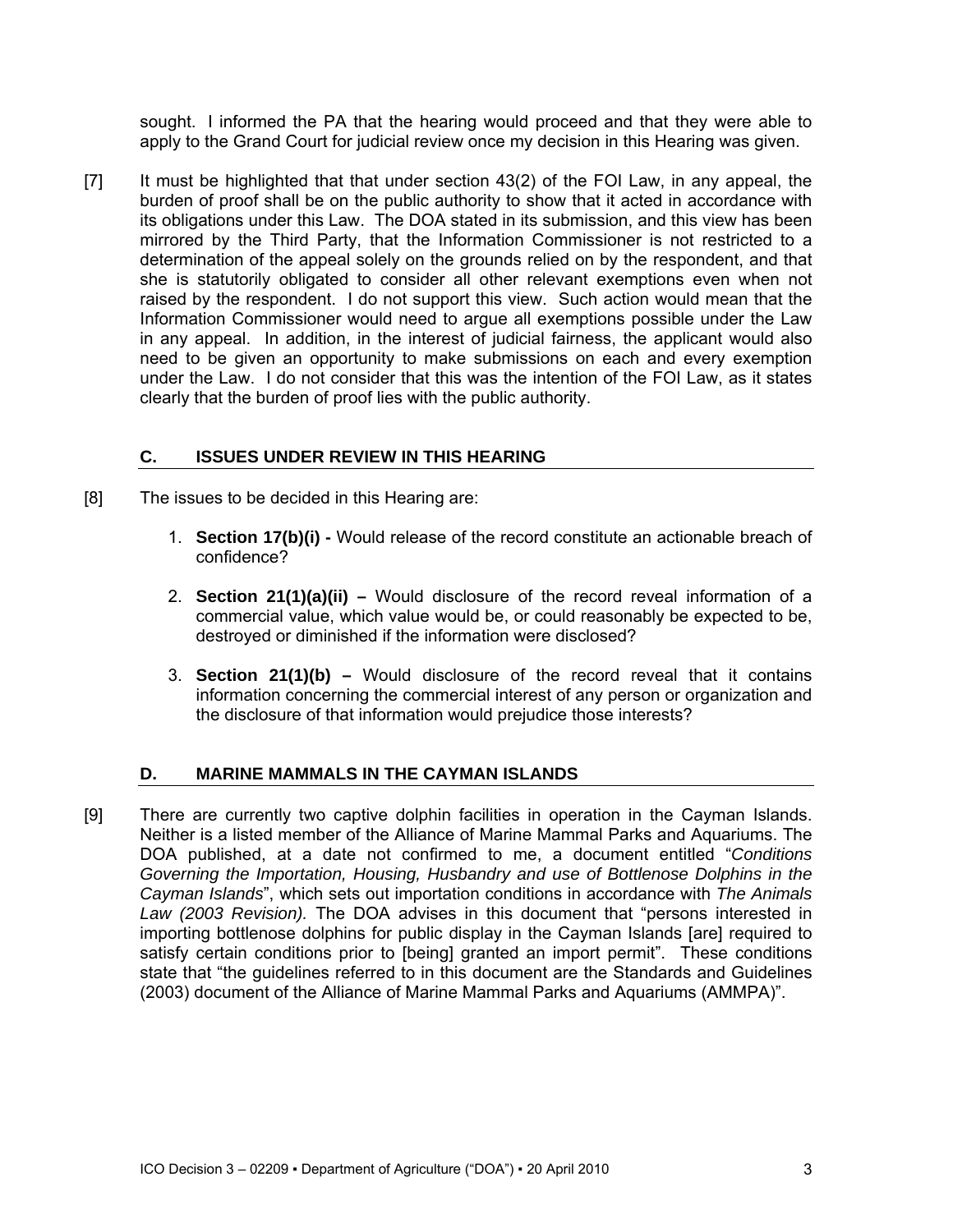sought. I informed the PA that the hearing would proceed and that they were able to apply to the Grand Court for judicial review once my decision in this Hearing was given.

[7] It must be highlighted that that under section 43(2) of the FOI Law, in any appeal, the burden of proof shall be on the public authority to show that it acted in accordance with its obligations under this Law. The DOA stated in its submission, and this view has been mirrored by the Third Party, that the Information Commissioner is not restricted to a determination of the appeal solely on the grounds relied on by the respondent, and that she is statutorily obligated to consider all other relevant exemptions even when not raised by the respondent. I do not support this view. Such action would mean that the Information Commissioner would need to argue all exemptions possible under the Law in any appeal. In addition, in the interest of judicial fairness, the applicant would also need to be given an opportunity to make submissions on each and every exemption under the Law. I do not consider that this was the intention of the FOI Law, as it states clearly that the burden of proof lies with the public authority.

## C. ISSUES UNDER REVIEW IN THIS HEARING

[8] The issues to be decided in this Hearing are:

1. **Section 17(b)(i) -** Would release of the record constitute an actionable breach of confidence?
2. **Section 21(1)(a)(ii) –** Would disclosure of the record reveal information of a commercial value, which value would be, or could reasonably be expected to be, destroyed or diminished if the information were disclosed?
3. **Section 21(1)(b) –** Would disclosure of the record reveal that it contains information concerning the commercial interest of any person or organization and the disclosure of that information would prejudice those interests?

## D. MARINE MAMMALS IN THE CAYMAN ISLANDS

[9] There are currently two captive dolphin facilities in operation in the Cayman Islands. Neither is a listed member of the Alliance of Marine Mammal Parks and Aquariums. The DOA published, at a date not confirmed to me, a document entitled "*Conditions Governing the Importation, Housing, Husbandry and use of Bottlenose Dolphins in the Cayman Islands*", which sets out importation conditions in accordance with *The Animals Law (2003 Revision).* The DOA advises in this document that "persons interested in importing bottlenose dolphins for public display in the Cayman Islands [are] required to satisfy certain conditions prior to [being] granted an import permit". These conditions state that "the guidelines referred to in this document are the Standards and Guidelines (2003) document of the Alliance of Marine Mammal Parks and Aquariums (AMMPA)".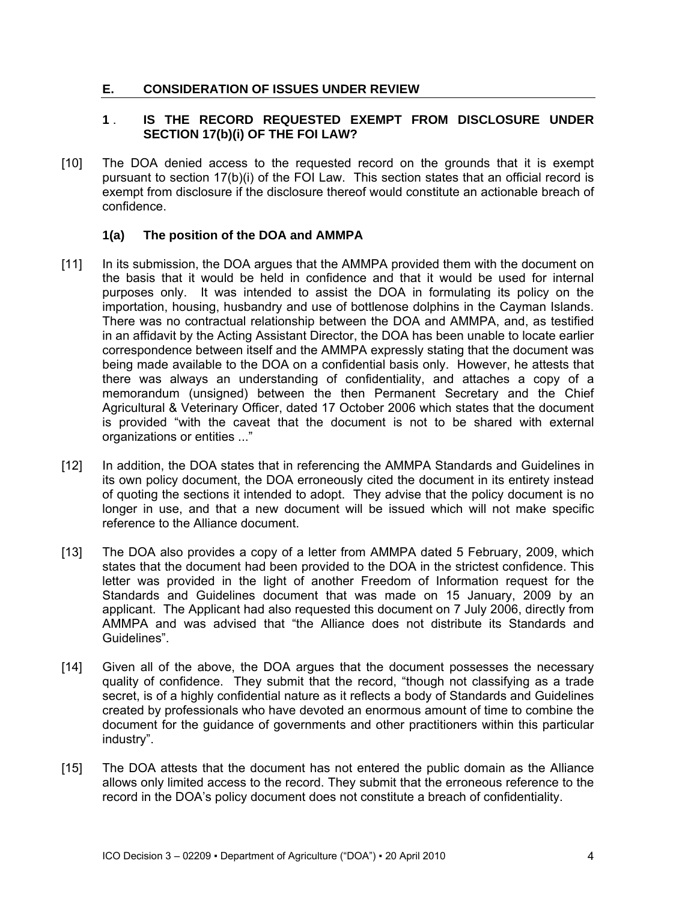## E. CONSIDERATION OF ISSUES UNDER REVIEW

### 1. IS THE RECORD REQUESTED EXEMPT FROM DISCLOSURE UNDER SECTION 17(b)(i) OF THE FOI LAW?

[10] The DOA denied access to the requested record on the grounds that it is exempt pursuant to section 17(b)(i) of the FOI Law. This section states that an official record is exempt from disclosure if the disclosure thereof would constitute an actionable breach of confidence.

#### 1(a) The position of the DOA and AMMPA

[11] In its submission, the DOA argues that the AMMPA provided them with the document on the basis that it would be held in confidence and that it would be used for internal purposes only. It was intended to assist the DOA in formulating its policy on the importation, housing, husbandry and use of bottlenose dolphins in the Cayman Islands. There was no contractual relationship between the DOA and AMMPA, and, as testified in an affidavit by the Acting Assistant Director, the DOA has been unable to locate earlier correspondence between itself and the AMMPA expressly stating that the document was being made available to the DOA on a confidential basis only. However, he attests that there was always an understanding of confidentiality, and attaches a copy of a memorandum (unsigned) between the then Permanent Secretary and the Chief Agricultural & Veterinary Officer, dated 17 October 2006 which states that the document is provided "with the caveat that the document is not to be shared with external organizations or entities ..."

[12] In addition, the DOA states that in referencing the AMMPA Standards and Guidelines in its own policy document, the DOA erroneously cited the document in its entirety instead of quoting the sections it intended to adopt. They advise that the policy document is no longer in use, and that a new document will be issued which will not make specific reference to the Alliance document.

[13] The DOA also provides a copy of a letter from AMMPA dated 5 February, 2009, which states that the document had been provided to the DOA in the strictest confidence. This letter was provided in the light of another Freedom of Information request for the Standards and Guidelines document that was made on 15 January, 2009 by an applicant. The Applicant had also requested this document on 7 July 2006, directly from AMMPA and was advised that "the Alliance does not distribute its Standards and Guidelines".

[14] Given all of the above, the DOA argues that the document possesses the necessary quality of confidence. They submit that the record, "though not classifying as a trade secret, is of a highly confidential nature as it reflects a body of Standards and Guidelines created by professionals who have devoted an enormous amount of time to combine the document for the guidance of governments and other practitioners within this particular industry".

[15] The DOA attests that the document has not entered the public domain as the Alliance allows only limited access to the record. They submit that the erroneous reference to the record in the DOA's policy document does not constitute a breach of confidentiality.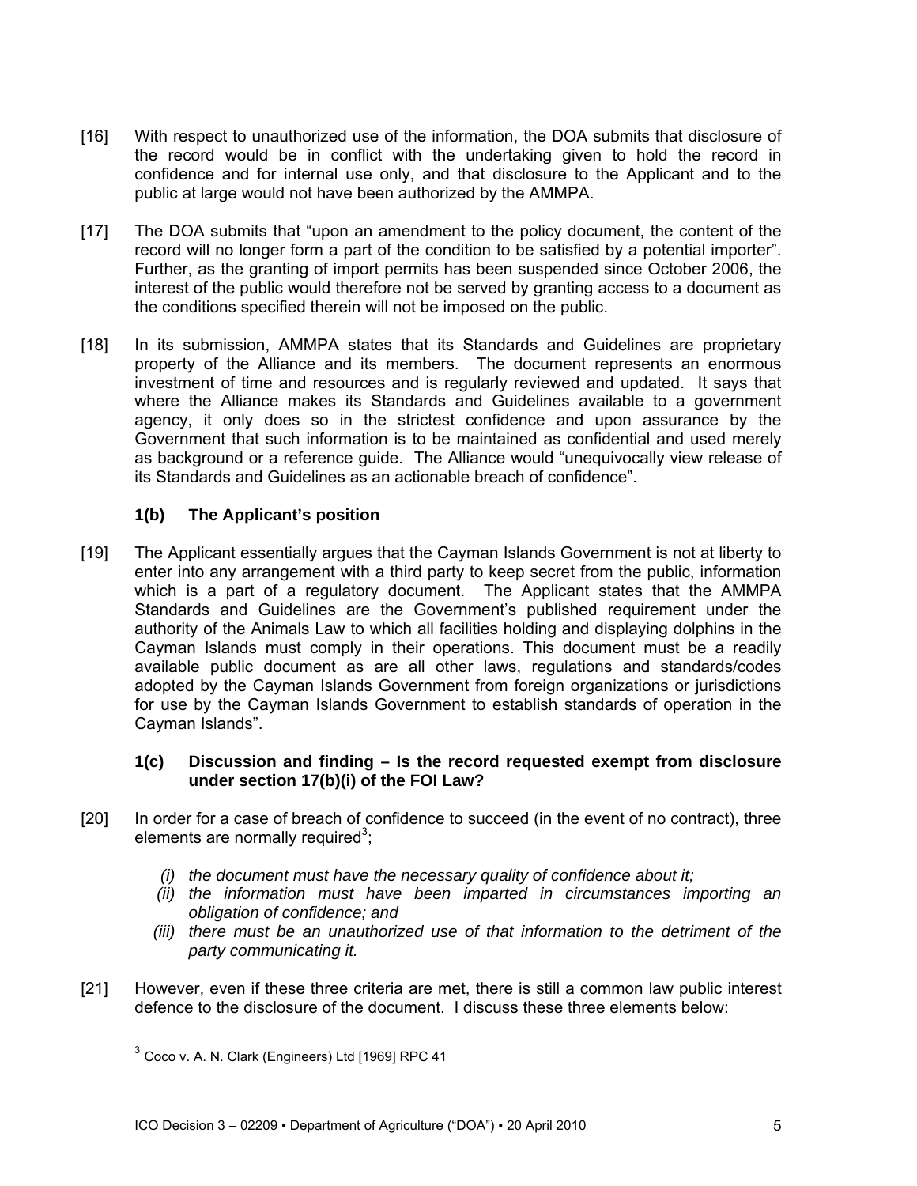[16] With respect to unauthorized use of the information, the DOA submits that disclosure of the record would be in conflict with the undertaking given to hold the record in confidence and for internal use only, and that disclosure to the Applicant and to the public at large would not have been authorized by the AMMPA.

[17] The DOA submits that "upon an amendment to the policy document, the content of the record will no longer form a part of the condition to be satisfied by a potential importer". Further, as the granting of import permits has been suspended since October 2006, the interest of the public would therefore not be served by granting access to a document as the conditions specified therein will not be imposed on the public.

[18] In its submission, AMMPA states that its Standards and Guidelines are proprietary property of the Alliance and its members. The document represents an enormous investment of time and resources and is regularly reviewed and updated. It says that where the Alliance makes its Standards and Guidelines available to a government agency, it only does so in the strictest confidence and upon assurance by the Government that such information is to be maintained as confidential and used merely as background or a reference guide. The Alliance would "unequivocally view release of its Standards and Guidelines as an actionable breach of confidence".

### 1(b) The Applicant's position

[19] The Applicant essentially argues that the Cayman Islands Government is not at liberty to enter into any arrangement with a third party to keep secret from the public, information which is a part of a regulatory document. The Applicant states that the AMMPA Standards and Guidelines are the Government's published requirement under the authority of the Animals Law to which all facilities holding and displaying dolphins in the Cayman Islands must comply in their operations. This document must be a readily available public document as are all other laws, regulations and standards/codes adopted by the Cayman Islands Government from foreign organizations or jurisdictions for use by the Cayman Islands Government to establish standards of operation in the Cayman Islands".

### 1(c) Discussion and finding – Is the record requested exempt from disclosure under section 17(b)(i) of the FOI Law?

[20] In order for a case of breach of confidence to succeed (in the event of no contract), three elements are normally required[3];

*(i) the document must have the necessary quality of confidence about it;*
*(ii) the information must have been imparted in circumstances importing an obligation of confidence; and*
*(iii) there must be an unauthorized use of that information to the detriment of the party communicating it.*

[21] However, even if these three criteria are met, there is still a common law public interest defence to the disclosure of the document. I discuss these three elements below:

[3] Coco v. A. N. Clark (Engineers) Ltd [1969] RPC 41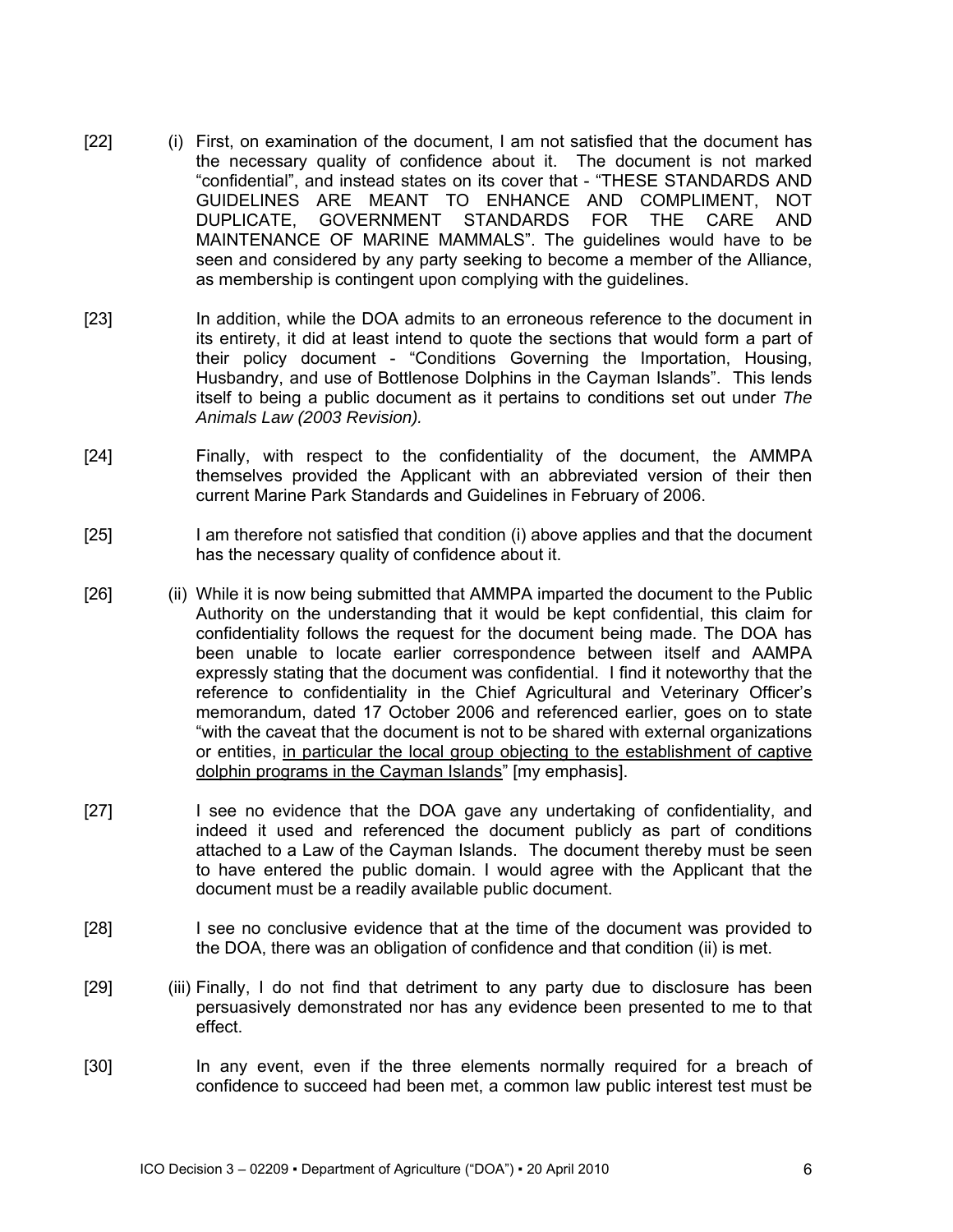[22] (i) First, on examination of the document, I am not satisfied that the document has the necessary quality of confidence about it. The document is not marked "confidential", and instead states on its cover that - "THESE STANDARDS AND GUIDELINES ARE MEANT TO ENHANCE AND COMPLIMENT, NOT DUPLICATE, GOVERNMENT STANDARDS FOR THE CARE AND MAINTENANCE OF MARINE MAMMALS". The guidelines would have to be seen and considered by any party seeking to become a member of the Alliance, as membership is contingent upon complying with the guidelines.

[23] In addition, while the DOA admits to an erroneous reference to the document in its entirety, it did at least intend to quote the sections that would form a part of their policy document - "Conditions Governing the Importation, Housing, Husbandry, and use of Bottlenose Dolphins in the Cayman Islands". This lends itself to being a public document as it pertains to conditions set out under *The Animals Law (2003 Revision).*

[24] Finally, with respect to the confidentiality of the document, the AMMPA themselves provided the Applicant with an abbreviated version of their then current Marine Park Standards and Guidelines in February of 2006.

[25] I am therefore not satisfied that condition (i) above applies and that the document has the necessary quality of confidence about it.

[26] (ii) While it is now being submitted that AMMPA imparted the document to the Public Authority on the understanding that it would be kept confidential, this claim for confidentiality follows the request for the document being made. The DOA has been unable to locate earlier correspondence between itself and AAMPA expressly stating that the document was confidential. I find it noteworthy that the reference to confidentiality in the Chief Agricultural and Veterinary Officer's memorandum, dated 17 October 2006 and referenced earlier, goes on to state "with the caveat that the document is not to be shared with external organizations or entities, <u>in particular the local group objecting to the establishment of captive dolphin programs in the Cayman Islands</u>" [my emphasis].

[27] I see no evidence that the DOA gave any undertaking of confidentiality, and indeed it used and referenced the document publicly as part of conditions attached to a Law of the Cayman Islands. The document thereby must be seen to have entered the public domain. I would agree with the Applicant that the document must be a readily available public document.

[28] I see no conclusive evidence that at the time of the document was provided to the DOA, there was an obligation of confidence and that condition (ii) is met.

[29] (iii) Finally, I do not find that detriment to any party due to disclosure has been persuasively demonstrated nor has any evidence been presented to me to that effect.

[30] In any event, even if the three elements normally required for a breach of confidence to succeed had been met, a common law public interest test must be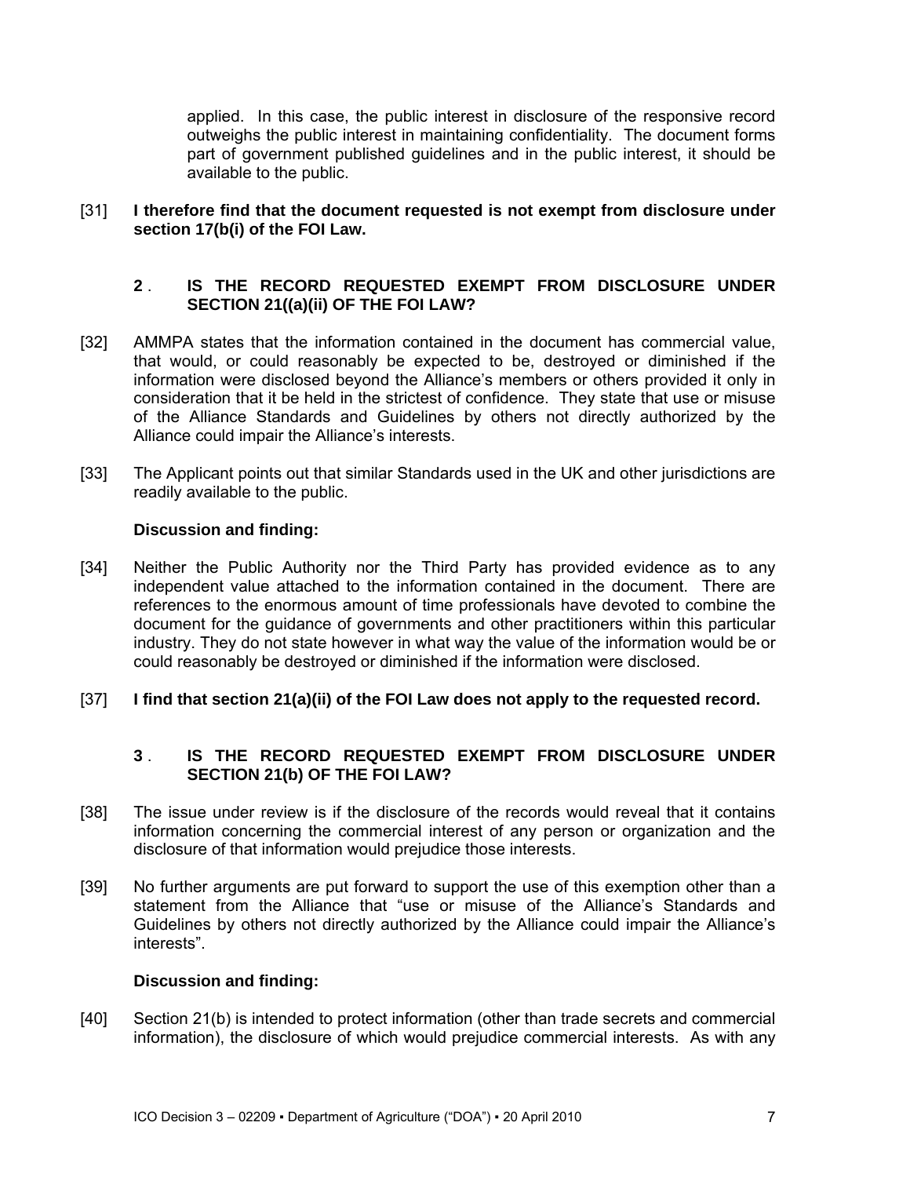applied. In this case, the public interest in disclosure of the responsive record outweighs the public interest in maintaining confidentiality. The document forms part of government published guidelines and in the public interest, it should be available to the public.

[31] **I therefore find that the document requested is not exempt from disclosure under section 17(b(i) of the FOI Law.**

### 2 . IS THE RECORD REQUESTED EXEMPT FROM DISCLOSURE UNDER SECTION 21((a)(ii) OF THE FOI LAW?

[32] AMMPA states that the information contained in the document has commercial value, that would, or could reasonably be expected to be, destroyed or diminished if the information were disclosed beyond the Alliance's members or others provided it only in consideration that it be held in the strictest of confidence. They state that use or misuse of the Alliance Standards and Guidelines by others not directly authorized by the Alliance could impair the Alliance's interests.

[33] The Applicant points out that similar Standards used in the UK and other jurisdictions are readily available to the public.

**Discussion and finding:**

[34] Neither the Public Authority nor the Third Party has provided evidence as to any independent value attached to the information contained in the document. There are references to the enormous amount of time professionals have devoted to combine the document for the guidance of governments and other practitioners within this particular industry. They do not state however in what way the value of the information would be or could reasonably be destroyed or diminished if the information were disclosed.

[37] **I find that section 21(a)(ii) of the FOI Law does not apply to the requested record.**

### 3 . IS THE RECORD REQUESTED EXEMPT FROM DISCLOSURE UNDER SECTION 21(b) OF THE FOI LAW?

[38] The issue under review is if the disclosure of the records would reveal that it contains information concerning the commercial interest of any person or organization and the disclosure of that information would prejudice those interests.

[39] No further arguments are put forward to support the use of this exemption other than a statement from the Alliance that "use or misuse of the Alliance's Standards and Guidelines by others not directly authorized by the Alliance could impair the Alliance's interests".

**Discussion and finding:**

[40] Section 21(b) is intended to protect information (other than trade secrets and commercial information), the disclosure of which would prejudice commercial interests. As with any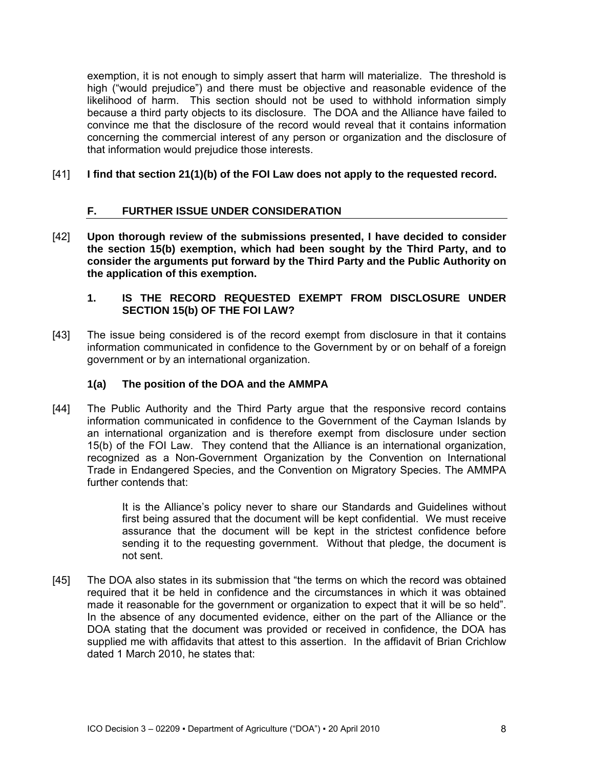exemption, it is not enough to simply assert that harm will materialize. The threshold is high ("would prejudice") and there must be objective and reasonable evidence of the likelihood of harm. This section should not be used to withhold information simply because a third party objects to its disclosure. The DOA and the Alliance have failed to convince me that the disclosure of the record would reveal that it contains information concerning the commercial interest of any person or organization and the disclosure of that information would prejudice those interests.

[41] **I find that section 21(1)(b) of the FOI Law does not apply to the requested record.**

## F. FURTHER ISSUE UNDER CONSIDERATION

[42] **Upon thorough review of the submissions presented, I have decided to consider the section 15(b) exemption, which had been sought by the Third Party, and to consider the arguments put forward by the Third Party and the Public Authority on the application of this exemption.**

### 1. IS THE RECORD REQUESTED EXEMPT FROM DISCLOSURE UNDER SECTION 15(b) OF THE FOI LAW?

[43] The issue being considered is of the record exempt from disclosure in that it contains information communicated in confidence to the Government by or on behalf of a foreign government or by an international organization.

#### 1(a) The position of the DOA and the AMMPA

[44] The Public Authority and the Third Party argue that the responsive record contains information communicated in confidence to the Government of the Cayman Islands by an international organization and is therefore exempt from disclosure under section 15(b) of the FOI Law. They contend that the Alliance is an international organization, recognized as a Non-Government Organization by the Convention on International Trade in Endangered Species, and the Convention on Migratory Species. The AMMPA further contends that:

> It is the Alliance's policy never to share our Standards and Guidelines without first being assured that the document will be kept confidential. We must receive assurance that the document will be kept in the strictest confidence before sending it to the requesting government. Without that pledge, the document is not sent.

[45] The DOA also states in its submission that "the terms on which the record was obtained required that it be held in confidence and the circumstances in which it was obtained made it reasonable for the government or organization to expect that it will be so held". In the absence of any documented evidence, either on the part of the Alliance or the DOA stating that the document was provided or received in confidence, the DOA has supplied me with affidavits that attest to this assertion. In the affidavit of Brian Crichlow dated 1 March 2010, he states that: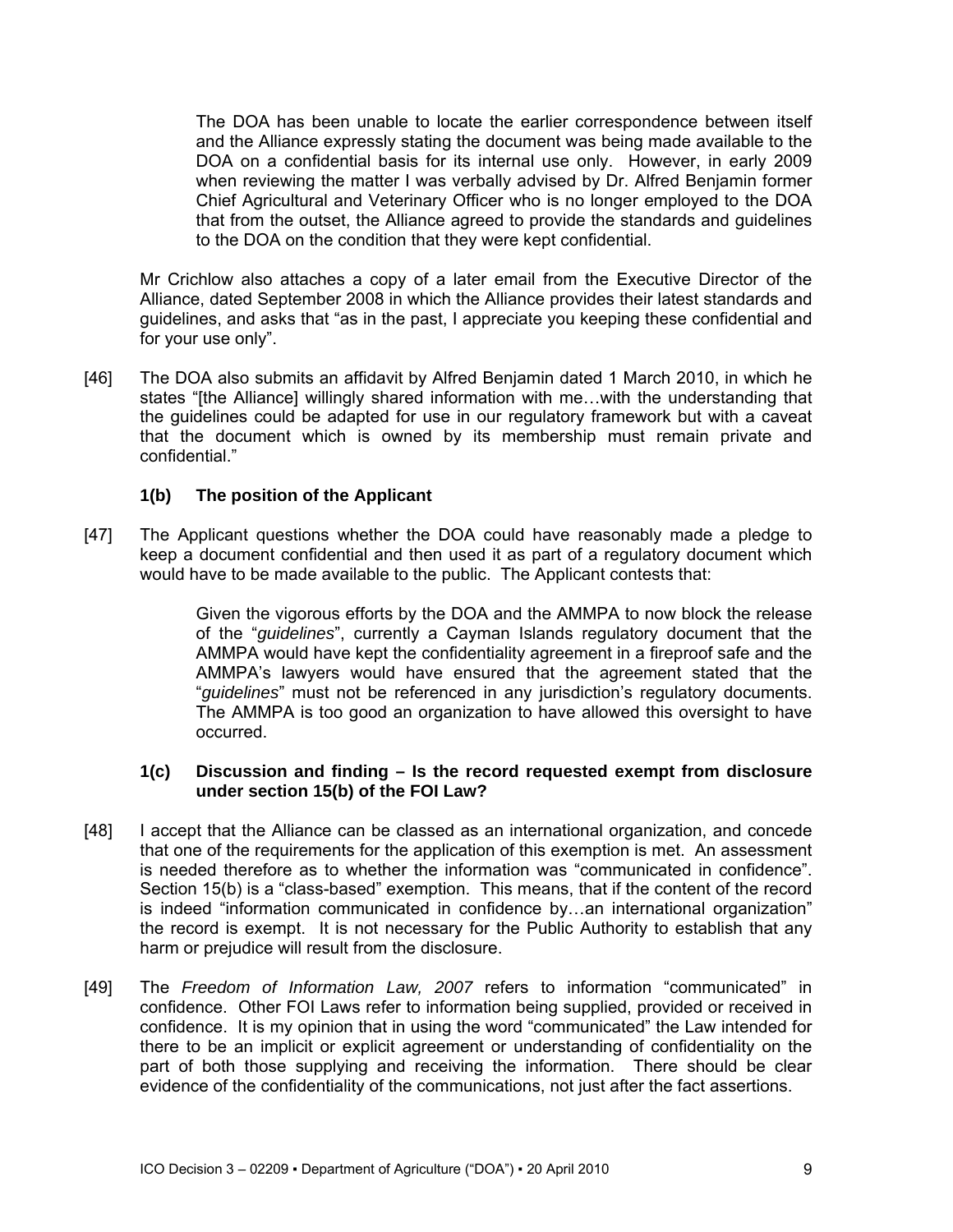> The DOA has been unable to locate the earlier correspondence between itself and the Alliance expressly stating the document was being made available to the DOA on a confidential basis for its internal use only. However, in early 2009 when reviewing the matter I was verbally advised by Dr. Alfred Benjamin former Chief Agricultural and Veterinary Officer who is no longer employed to the DOA that from the outset, the Alliance agreed to provide the standards and guidelines to the DOA on the condition that they were kept confidential.

Mr Crichlow also attaches a copy of a later email from the Executive Director of the Alliance, dated September 2008 in which the Alliance provides their latest standards and guidelines, and asks that "as in the past, I appreciate you keeping these confidential and for your use only".

[46] The DOA also submits an affidavit by Alfred Benjamin dated 1 March 2010, in which he states "[the Alliance] willingly shared information with me…with the understanding that the guidelines could be adapted for use in our regulatory framework but with a caveat that the document which is owned by its membership must remain private and confidential."

### 1(b) The position of the Applicant

[47] The Applicant questions whether the DOA could have reasonably made a pledge to keep a document confidential and then used it as part of a regulatory document which would have to be made available to the public. The Applicant contests that:

> Given the vigorous efforts by the DOA and the AMMPA to now block the release of the "*guidelines*", currently a Cayman Islands regulatory document that the AMMPA would have kept the confidentiality agreement in a fireproof safe and the AMMPA's lawyers would have ensured that the agreement stated that the "*guidelines*" must not be referenced in any jurisdiction's regulatory documents. The AMMPA is too good an organization to have allowed this oversight to have occurred.

### 1(c) Discussion and finding – Is the record requested exempt from disclosure under section 15(b) of the FOI Law?

[48] I accept that the Alliance can be classed as an international organization, and concede that one of the requirements for the application of this exemption is met. An assessment is needed therefore as to whether the information was "communicated in confidence". Section 15(b) is a "class-based" exemption. This means, that if the content of the record is indeed "information communicated in confidence by…an international organization" the record is exempt. It is not necessary for the Public Authority to establish that any harm or prejudice will result from the disclosure.

[49] The *Freedom of Information Law, 2007* refers to information "communicated" in confidence. Other FOI Laws refer to information being supplied, provided or received in confidence. It is my opinion that in using the word "communicated" the Law intended for there to be an implicit or explicit agreement or understanding of confidentiality on the part of both those supplying and receiving the information. There should be clear evidence of the confidentiality of the communications, not just after the fact assertions.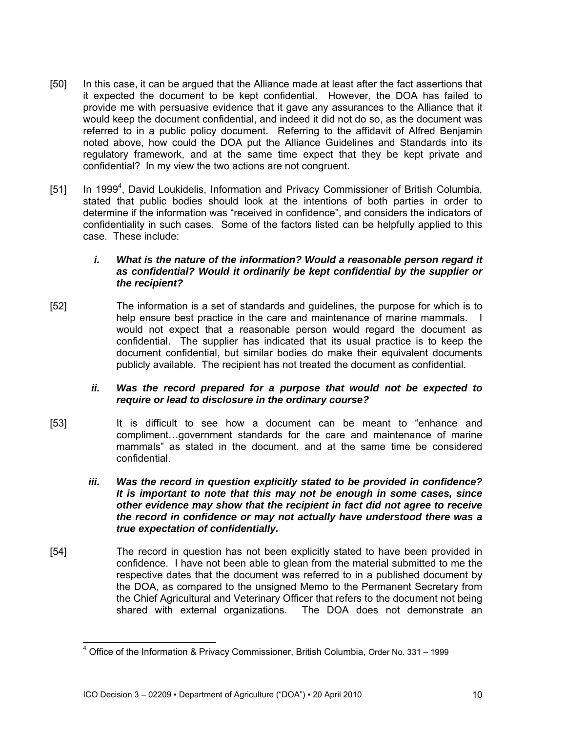[50] In this case, it can be argued that the Alliance made at least after the fact assertions that it expected the document to be kept confidential. However, the DOA has failed to provide me with persuasive evidence that it gave any assurances to the Alliance that it would keep the document confidential, and indeed it did not do so, as the document was referred to in a public policy document. Referring to the affidavit of Alfred Benjamin noted above, how could the DOA put the Alliance Guidelines and Standards into its regulatory framework, and at the same time expect that they be kept private and confidential? In my view the two actions are not congruent.

[51] In 1999[4], David Loukidelis, Information and Privacy Commissioner of British Columbia, stated that public bodies should look at the intentions of both parties in order to determine if the information was "received in confidence", and considers the indicators of confidentiality in such cases. Some of the factors listed can be helpfully applied to this case. These include:

***i. What is the nature of the information? Would a reasonable person regard it as confidential? Would it ordinarily be kept confidential by the supplier or the recipient?***

[52] The information is a set of standards and guidelines, the purpose for which is to help ensure best practice in the care and maintenance of marine mammals. I would not expect that a reasonable person would regard the document as confidential. The supplier has indicated that its usual practice is to keep the document confidential, but similar bodies do make their equivalent documents publicly available. The recipient has not treated the document as confidential.

***ii. Was the record prepared for a purpose that would not be expected to require or lead to disclosure in the ordinary course?***

[53] It is difficult to see how a document can be meant to "enhance and compliment…government standards for the care and maintenance of marine mammals" as stated in the document, and at the same time be considered confidential.

***iii. Was the record in question explicitly stated to be provided in confidence? It is important to note that this may not be enough in some cases, since other evidence may show that the recipient in fact did not agree to receive the record in confidence or may not actually have understood there was a true expectation of confidentially.***

[54] The record in question has not been explicitly stated to have been provided in confidence. I have not been able to glean from the material submitted to me the respective dates that the document was referred to in a published document by the DOA, as compared to the unsigned Memo to the Permanent Secretary from the Chief Agricultural and Veterinary Officer that refers to the document not being shared with external organizations. The DOA does not demonstrate an

---

[4] Office of the Information & Privacy Commissioner, British Columbia, Order No. 331 – 1999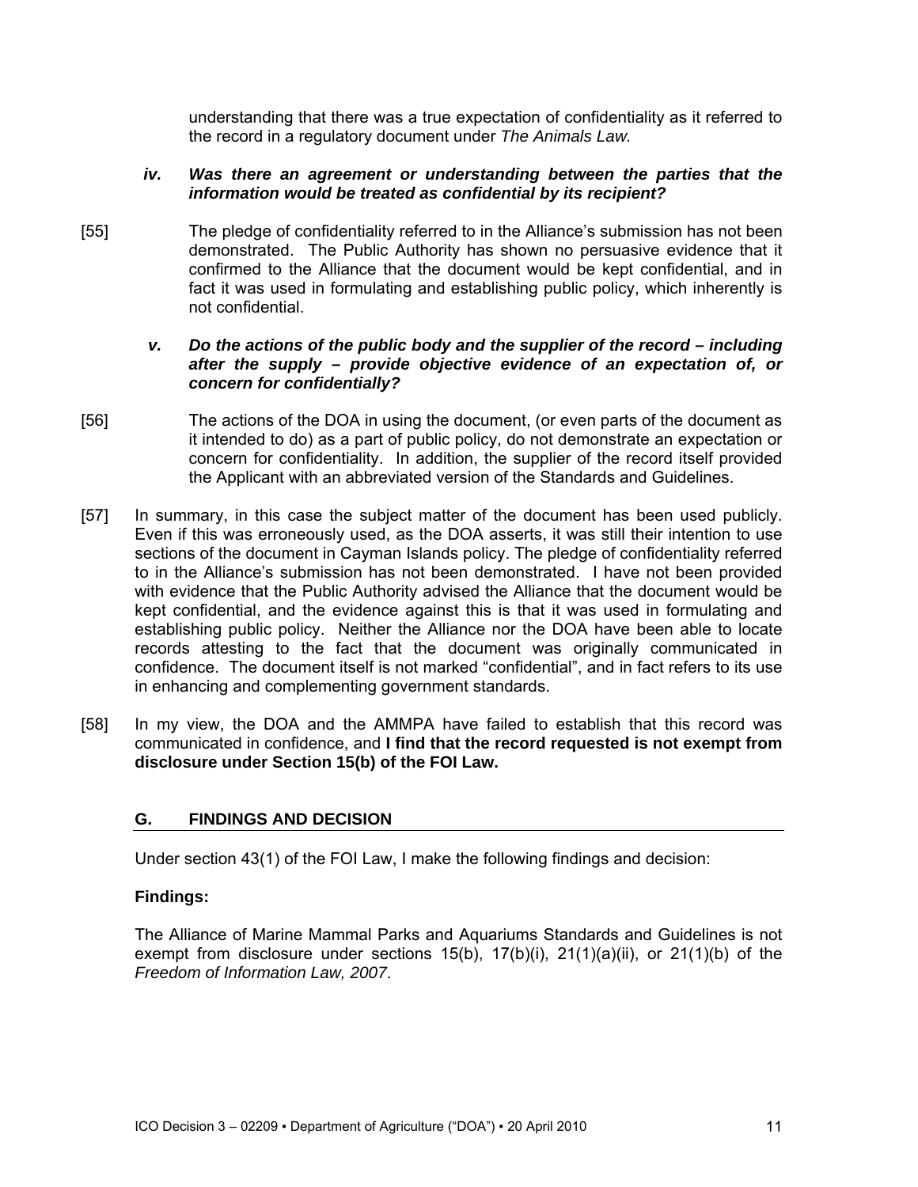understanding that there was a true expectation of confidentiality as it referred to the record in a regulatory document under *The Animals Law.*

***iv. Was there an agreement or understanding between the parties that the information would be treated as confidential by its recipient?***

[55] The pledge of confidentiality referred to in the Alliance's submission has not been demonstrated. The Public Authority has shown no persuasive evidence that it confirmed to the Alliance that the document would be kept confidential, and in fact it was used in formulating and establishing public policy, which inherently is not confidential.

***v. Do the actions of the public body and the supplier of the record – including after the supply – provide objective evidence of an expectation of, or concern for confidentially?***

[56] The actions of the DOA in using the document, (or even parts of the document as it intended to do) as a part of public policy, do not demonstrate an expectation or concern for confidentiality. In addition, the supplier of the record itself provided the Applicant with an abbreviated version of the Standards and Guidelines.

[57] In summary, in this case the subject matter of the document has been used publicly. Even if this was erroneously used, as the DOA asserts, it was still their intention to use sections of the document in Cayman Islands policy. The pledge of confidentiality referred to in the Alliance's submission has not been demonstrated. I have not been provided with evidence that the Public Authority advised the Alliance that the document would be kept confidential, and the evidence against this is that it was used in formulating and establishing public policy. Neither the Alliance nor the DOA have been able to locate records attesting to the fact that the document was originally communicated in confidence. The document itself is not marked "confidential", and in fact refers to its use in enhancing and complementing government standards.

[58] In my view, the DOA and the AMMPA have failed to establish that this record was communicated in confidence, and **I find that the record requested is not exempt from disclosure under Section 15(b) of the FOI Law.**

## G. FINDINGS AND DECISION

Under section 43(1) of the FOI Law, I make the following findings and decision:

**Findings:**

The Alliance of Marine Mammal Parks and Aquariums Standards and Guidelines is not exempt from disclosure under sections 15(b), 17(b)(i), 21(1)(a)(ii), or 21(1)(b) of the *Freedom of Information Law, 2007*.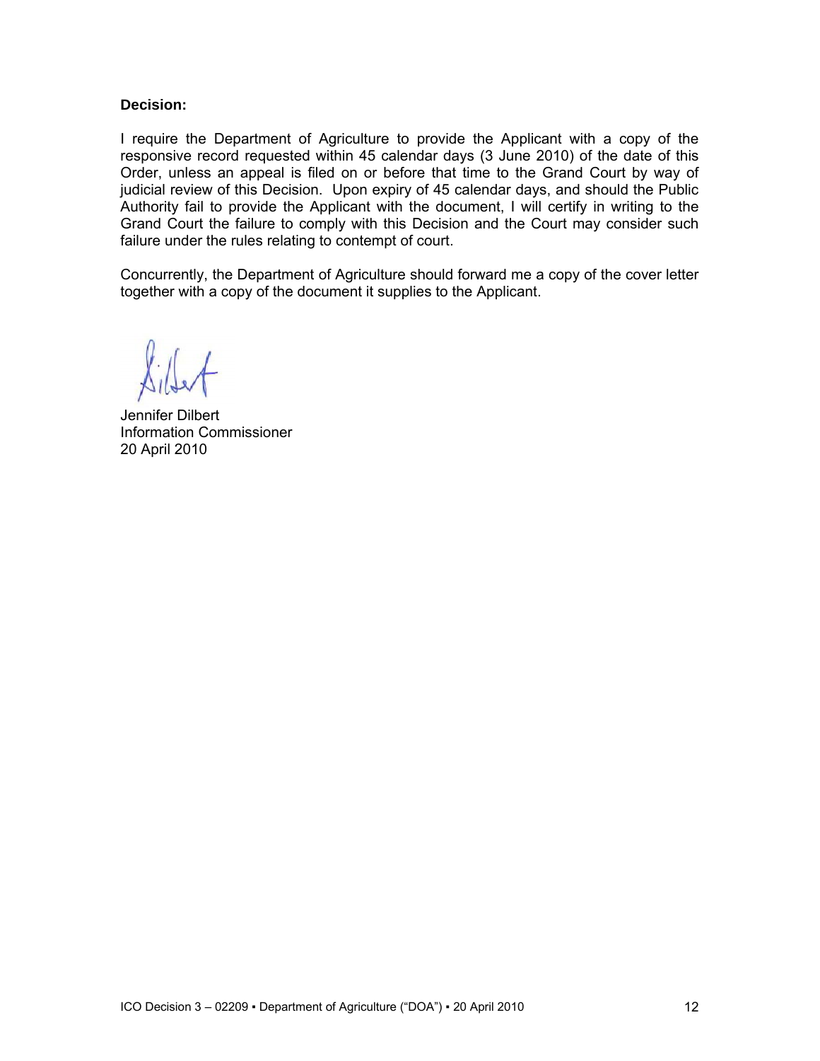**Decision:**

I require the Department of Agriculture to provide the Applicant with a copy of the responsive record requested within 45 calendar days (3 June 2010) of the date of this Order, unless an appeal is filed on or before that time to the Grand Court by way of judicial review of this Decision. Upon expiry of 45 calendar days, and should the Public Authority fail to provide the Applicant with the document, I will certify in writing to the Grand Court the failure to comply with this Decision and the Court may consider such failure under the rules relating to contempt of court.

Concurrently, the Department of Agriculture should forward me a copy of the cover letter together with a copy of the document it supplies to the Applicant.

Jennifer Dilbert
Information Commissioner
20 April 2010